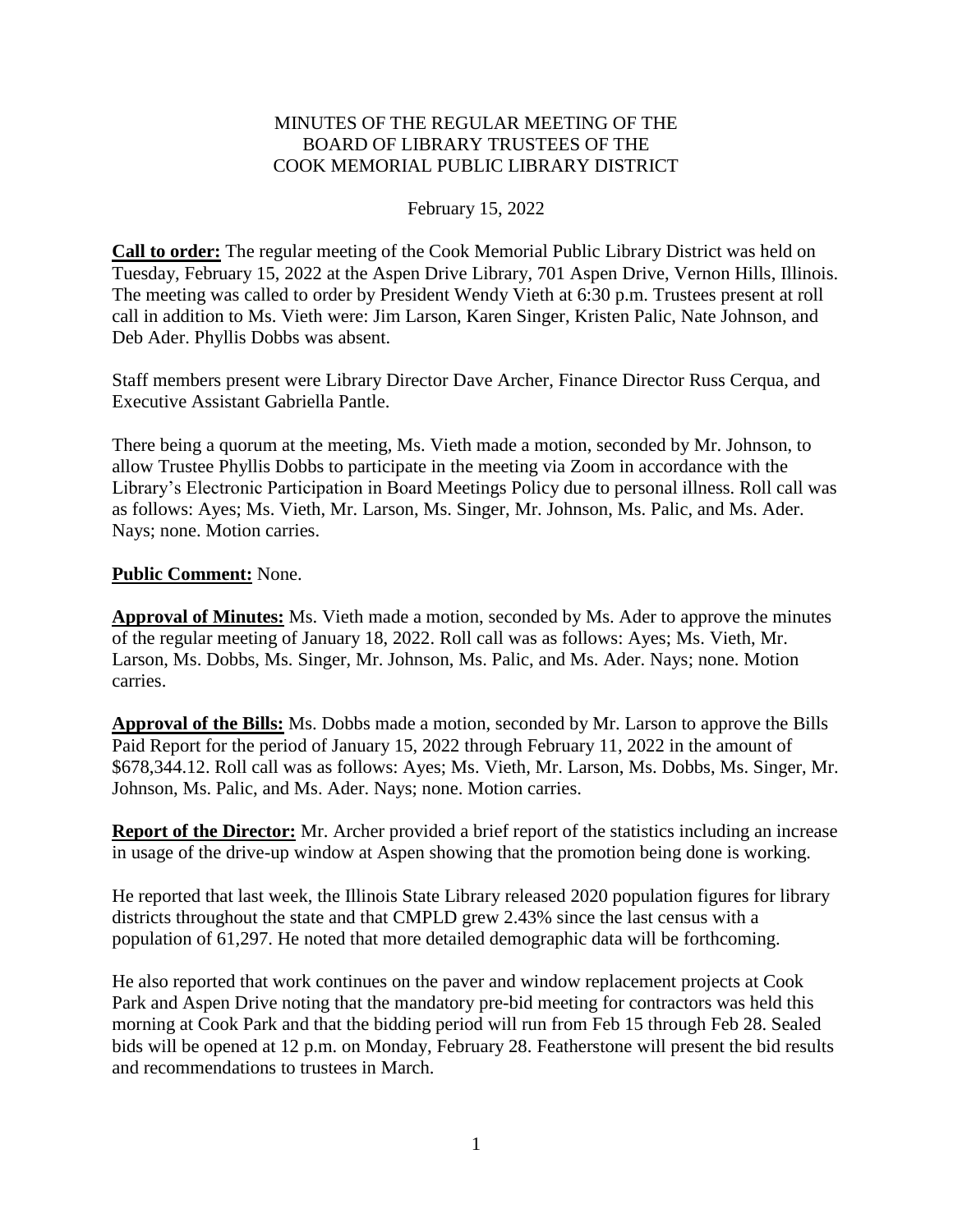# MINUTES OF THE REGULAR MEETING OF THE BOARD OF LIBRARY TRUSTEES OF THE COOK MEMORIAL PUBLIC LIBRARY DISTRICT

February 15, 2022

**Call to order:** The regular meeting of the Cook Memorial Public Library District was held on Tuesday, February 15, 2022 at the Aspen Drive Library, 701 Aspen Drive, Vernon Hills, Illinois. The meeting was called to order by President Wendy Vieth at 6:30 p.m. Trustees present at roll call in addition to Ms. Vieth were: Jim Larson, Karen Singer, Kristen Palic, Nate Johnson, and Deb Ader. Phyllis Dobbs was absent.

Staff members present were Library Director Dave Archer, Finance Director Russ Cerqua, and Executive Assistant Gabriella Pantle.

There being a quorum at the meeting, Ms. Vieth made a motion, seconded by Mr. Johnson, to allow Trustee Phyllis Dobbs to participate in the meeting via Zoom in accordance with the Library's Electronic Participation in Board Meetings Policy due to personal illness. Roll call was as follows: Ayes; Ms. Vieth, Mr. Larson, Ms. Singer, Mr. Johnson, Ms. Palic, and Ms. Ader. Nays; none. Motion carries.

**Public Comment:** None.

**Approval of Minutes:** Ms. Vieth made a motion, seconded by Ms. Ader to approve the minutes of the regular meeting of January 18, 2022. Roll call was as follows: Ayes; Ms. Vieth, Mr. Larson, Ms. Dobbs, Ms. Singer, Mr. Johnson, Ms. Palic, and Ms. Ader. Nays; none. Motion carries.

**Approval of the Bills:** Ms. Dobbs made a motion, seconded by Mr. Larson to approve the Bills Paid Report for the period of January 15, 2022 through February 11, 2022 in the amount of $678,344.12. Roll call was as follows: Ayes; Ms. Vieth, Mr. Larson, Ms. Dobbs, Ms. Singer, Mr. Johnson, Ms. Palic, and Ms. Ader. Nays; none. Motion carries.

**Report of the Director:** Mr. Archer provided a brief report of the statistics including an increase in usage of the drive-up window at Aspen showing that the promotion being done is working.

He reported that last week, the Illinois State Library released 2020 population figures for library districts throughout the state and that CMPLD grew 2.43% since the last census with a population of 61,297. He noted that more detailed demographic data will be forthcoming.

He also reported that work continues on the paver and window replacement projects at Cook Park and Aspen Drive noting that the mandatory pre-bid meeting for contractors was held this morning at Cook Park and that the bidding period will run from Feb 15 through Feb 28. Sealed bids will be opened at 12 p.m. on Monday, February 28. Featherstone will present the bid results and recommendations to trustees in March.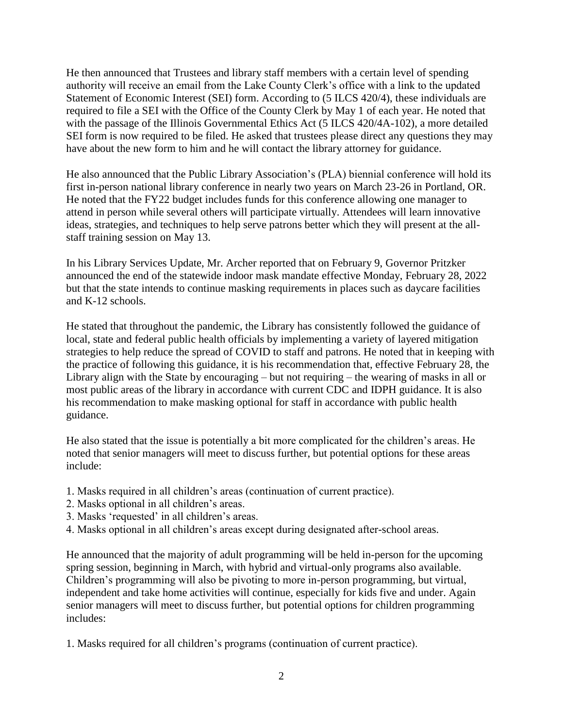He then announced that Trustees and library staff members with a certain level of spending authority will receive an email from the Lake County Clerk's office with a link to the updated Statement of Economic Interest (SEI) form. According to (5 ILCS 420/4), these individuals are required to file a SEI with the Office of the County Clerk by May 1 of each year. He noted that with the passage of the Illinois Governmental Ethics Act (5 ILCS 420/4A-102), a more detailed SEI form is now required to be filed. He asked that trustees please direct any questions they may have about the new form to him and he will contact the library attorney for guidance.

He also announced that the Public Library Association's (PLA) biennial conference will hold its first in-person national library conference in nearly two years on March 23-26 in Portland, OR. He noted that the FY22 budget includes funds for this conference allowing one manager to attend in person while several others will participate virtually. Attendees will learn innovative ideas, strategies, and techniques to help serve patrons better which they will present at the all-staff training session on May 13.

In his Library Services Update, Mr. Archer reported that on February 9, Governor Pritzker announced the end of the statewide indoor mask mandate effective Monday, February 28, 2022 but that the state intends to continue masking requirements in places such as daycare facilities and K-12 schools.

He stated that throughout the pandemic, the Library has consistently followed the guidance of local, state and federal public health officials by implementing a variety of layered mitigation strategies to help reduce the spread of COVID to staff and patrons. He noted that in keeping with the practice of following this guidance, it is his recommendation that, effective February 28, the Library align with the State by encouraging – but not requiring – the wearing of masks in all or most public areas of the library in accordance with current CDC and IDPH guidance. It is also his recommendation to make masking optional for staff in accordance with public health guidance.

He also stated that the issue is potentially a bit more complicated for the children's areas. He noted that senior managers will meet to discuss further, but potential options for these areas include:

1. Masks required in all children's areas (continuation of current practice).
2. Masks optional in all children's areas.
3. Masks 'requested' in all children's areas.
4. Masks optional in all children's areas except during designated after-school areas.

He announced that the majority of adult programming will be held in-person for the upcoming spring session, beginning in March, with hybrid and virtual-only programs also available. Children's programming will also be pivoting to more in-person programming, but virtual, independent and take home activities will continue, especially for kids five and under. Again senior managers will meet to discuss further, but potential options for children programming includes:

1. Masks required for all children's programs (continuation of current practice).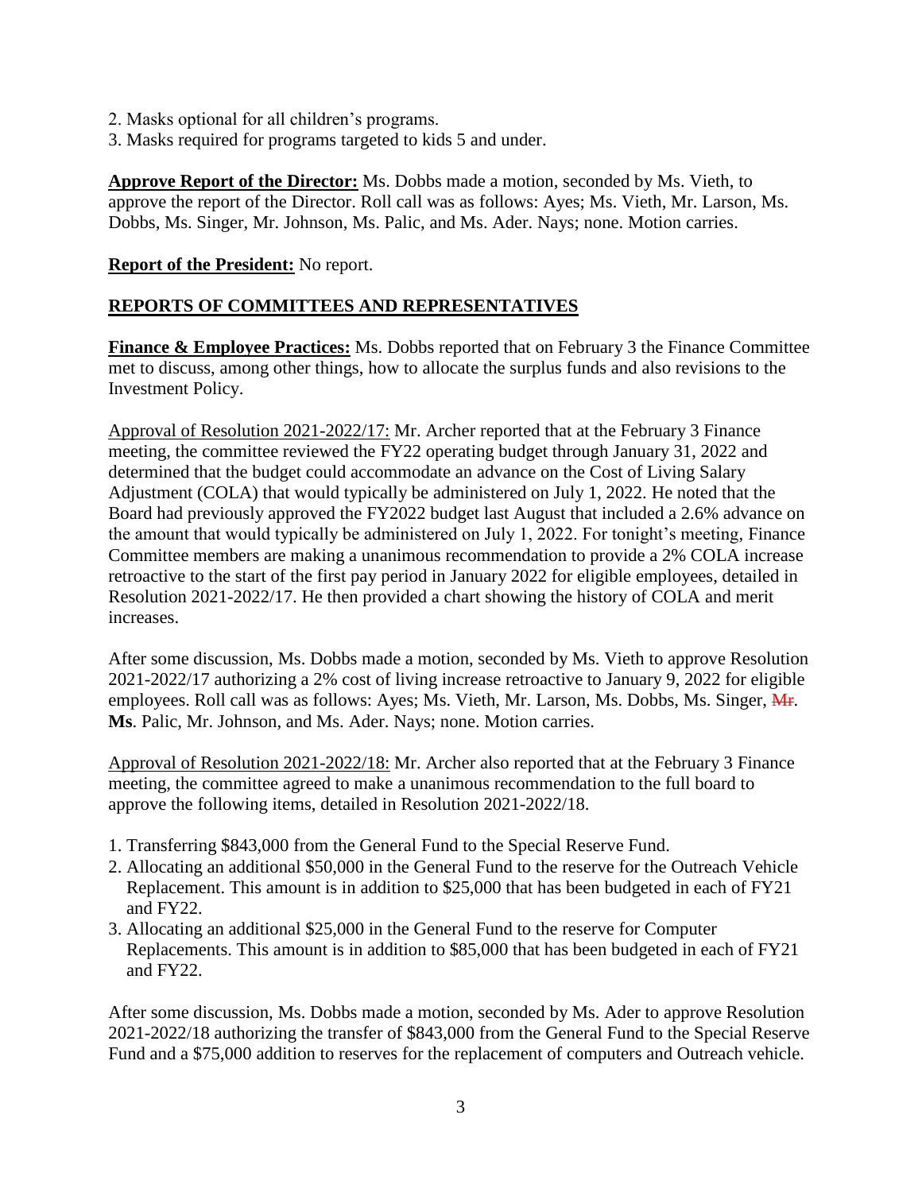2. Masks optional for all children's programs.
3. Masks required for programs targeted to kids 5 and under.

**Approve Report of the Director:** Ms. Dobbs made a motion, seconded by Ms. Vieth, to approve the report of the Director. Roll call was as follows: Ayes; Ms. Vieth, Mr. Larson, Ms. Dobbs, Ms. Singer, Mr. Johnson, Ms. Palic, and Ms. Ader. Nays; none. Motion carries.

**Report of the President:** No report.

## REPORTS OF COMMITTEES AND REPRESENTATIVES

**Finance & Employee Practices:** Ms. Dobbs reported that on February 3 the Finance Committee met to discuss, among other things, how to allocate the surplus funds and also revisions to the Investment Policy.

Approval of Resolution 2021-2022/17: Mr. Archer reported that at the February 3 Finance meeting, the committee reviewed the FY22 operating budget through January 31, 2022 and determined that the budget could accommodate an advance on the Cost of Living Salary Adjustment (COLA) that would typically be administered on July 1, 2022. He noted that the Board had previously approved the FY2022 budget last August that included a 2.6% advance on the amount that would typically be administered on July 1, 2022. For tonight's meeting, Finance Committee members are making a unanimous recommendation to provide a 2% COLA increase retroactive to the start of the first pay period in January 2022 for eligible employees, detailed in Resolution 2021-2022/17. He then provided a chart showing the history of COLA and merit increases.

After some discussion, Ms. Dobbs made a motion, seconded by Ms. Vieth to approve Resolution 2021-2022/17 authorizing a 2% cost of living increase retroactive to January 9, 2022 for eligible employees. Roll call was as follows: Ayes; Ms. Vieth, Mr. Larson, Ms. Dobbs, Ms. Singer, ~~Mr~~. **Ms**. Palic, Mr. Johnson, and Ms. Ader. Nays; none. Motion carries.

Approval of Resolution 2021-2022/18: Mr. Archer also reported that at the February 3 Finance meeting, the committee agreed to make a unanimous recommendation to the full board to approve the following items, detailed in Resolution 2021-2022/18.

1. Transferring $843,000 from the General Fund to the Special Reserve Fund.
2. Allocating an additional $50,000 in the General Fund to the reserve for the Outreach Vehicle Replacement. This amount is in addition to $25,000 that has been budgeted in each of FY21 and FY22.
3. Allocating an additional $25,000 in the General Fund to the reserve for Computer Replacements. This amount is in addition to $85,000 that has been budgeted in each of FY21 and FY22.

After some discussion, Ms. Dobbs made a motion, seconded by Ms. Ader to approve Resolution 2021-2022/18 authorizing the transfer of $843,000 from the General Fund to the Special Reserve Fund and a $75,000 addition to reserves for the replacement of computers and Outreach vehicle.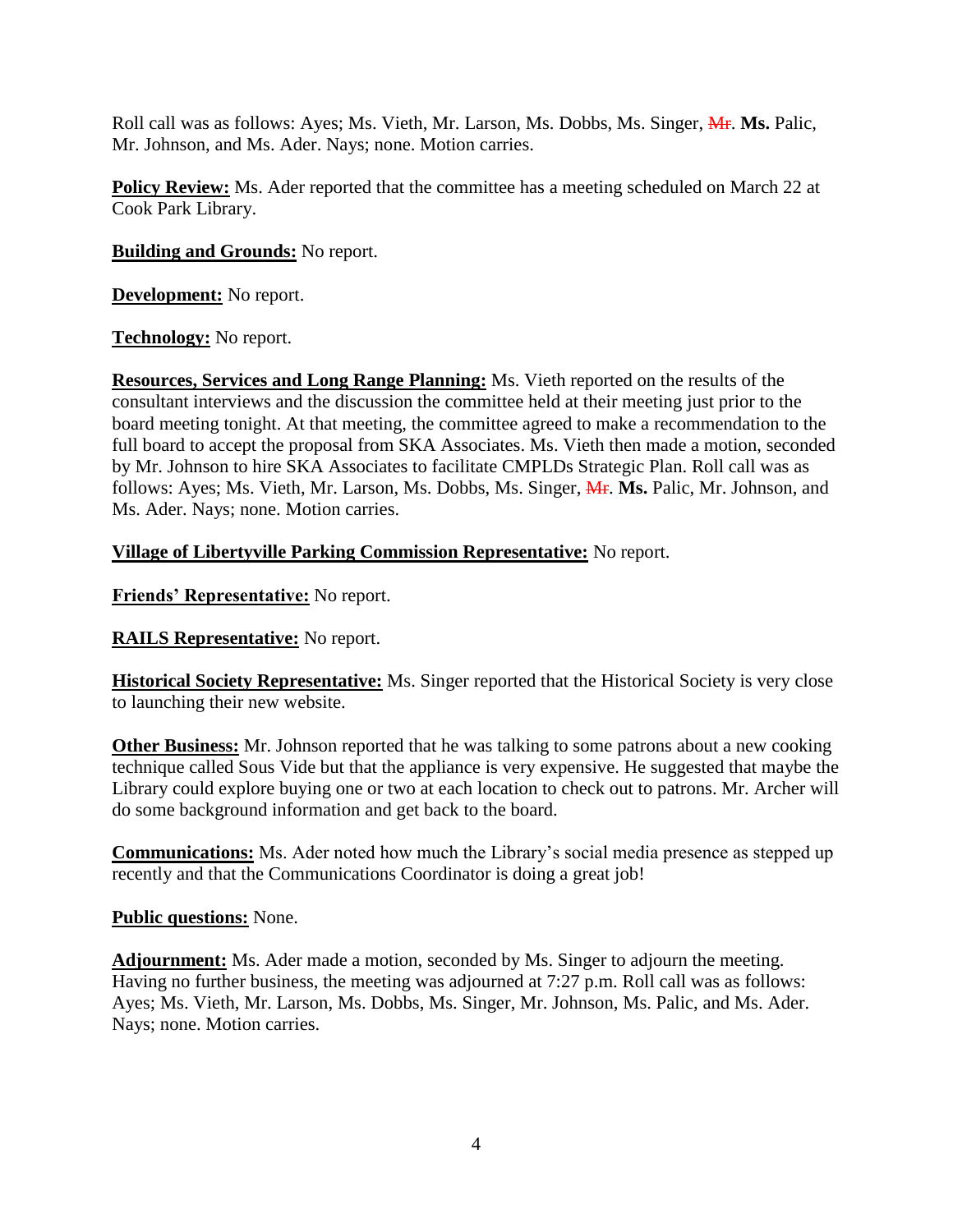Roll call was as follows: Ayes; Ms. Vieth, Mr. Larson, Ms. Dobbs, Ms. Singer, ~~Mr~~. **Ms.** Palic, Mr. Johnson, and Ms. Ader. Nays; none. Motion carries.

**Policy Review:** Ms. Ader reported that the committee has a meeting scheduled on March 22 at Cook Park Library.

**Building and Grounds:** No report.

**Development:** No report.

**Technology:** No report.

**Resources, Services and Long Range Planning:** Ms. Vieth reported on the results of the consultant interviews and the discussion the committee held at their meeting just prior to the board meeting tonight. At that meeting, the committee agreed to make a recommendation to the full board to accept the proposal from SKA Associates. Ms. Vieth then made a motion, seconded by Mr. Johnson to hire SKA Associates to facilitate CMPLDs Strategic Plan. Roll call was as follows: Ayes; Ms. Vieth, Mr. Larson, Ms. Dobbs, Ms. Singer, ~~Mr~~. **Ms.** Palic, Mr. Johnson, and Ms. Ader. Nays; none. Motion carries.

**Village of Libertyville Parking Commission Representative:** No report.

**Friends' Representative:** No report.

**RAILS Representative:** No report.

**Historical Society Representative:** Ms. Singer reported that the Historical Society is very close to launching their new website.

**Other Business:** Mr. Johnson reported that he was talking to some patrons about a new cooking technique called Sous Vide but that the appliance is very expensive. He suggested that maybe the Library could explore buying one or two at each location to check out to patrons. Mr. Archer will do some background information and get back to the board.

**Communications:** Ms. Ader noted how much the Library's social media presence as stepped up recently and that the Communications Coordinator is doing a great job!

**Public questions:** None.

**Adjournment:** Ms. Ader made a motion, seconded by Ms. Singer to adjourn the meeting. Having no further business, the meeting was adjourned at 7:27 p.m. Roll call was as follows: Ayes; Ms. Vieth, Mr. Larson, Ms. Dobbs, Ms. Singer, Mr. Johnson, Ms. Palic, and Ms. Ader. Nays; none. Motion carries.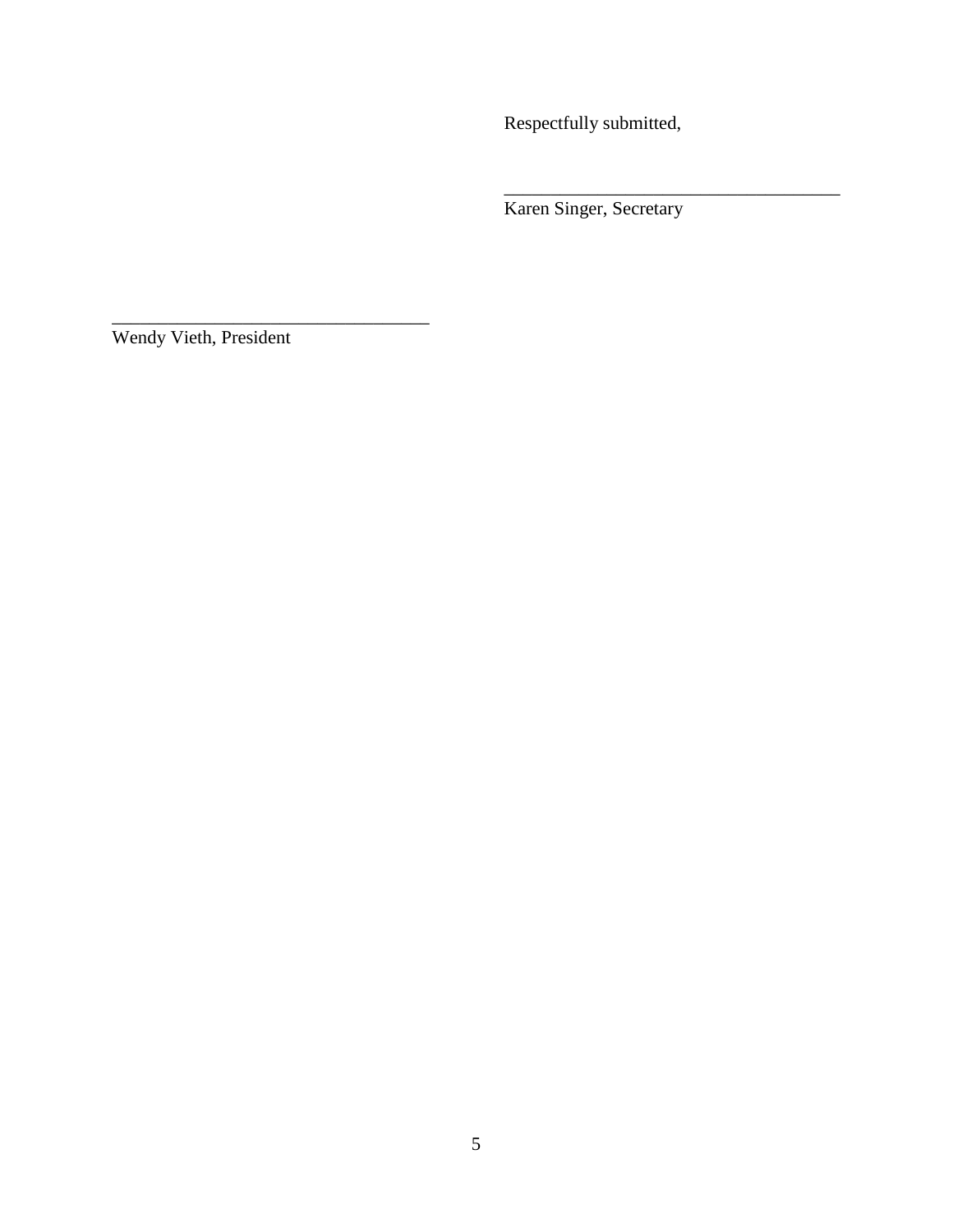Respectfully submitted,

_____________________________________
Karen Singer, Secretary

___________________________________
Wendy Vieth, President